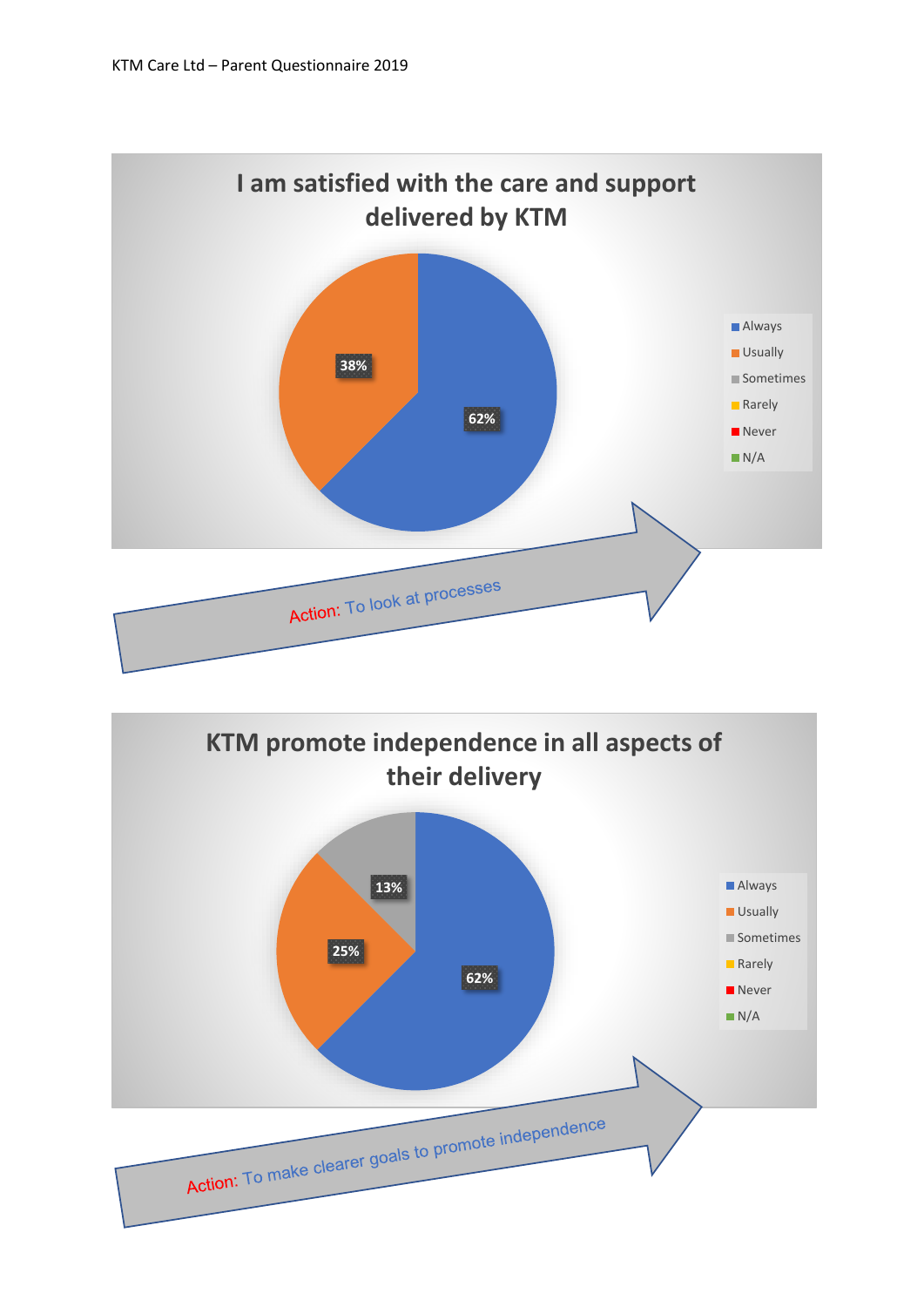KTM Care Ltd – Parent Questionnaire 2019

## I am satisfied with the care and support delivered by KTM

| Response | Percentage |
|---|---|
| Always | 62% |
| Usually | 38% |
| Sometimes | |
| Rarely | |
| Never | |
| N/A | |

Action: To look at processes

## KTM promote independence in all aspects of their delivery

| Response | Percentage |
|---|---|
| Always | 62% |
| Usually | 25% |
| Sometimes | 13% |
| Rarely | |
| Never | |
| N/A | |

Action: To make clearer goals to promote independence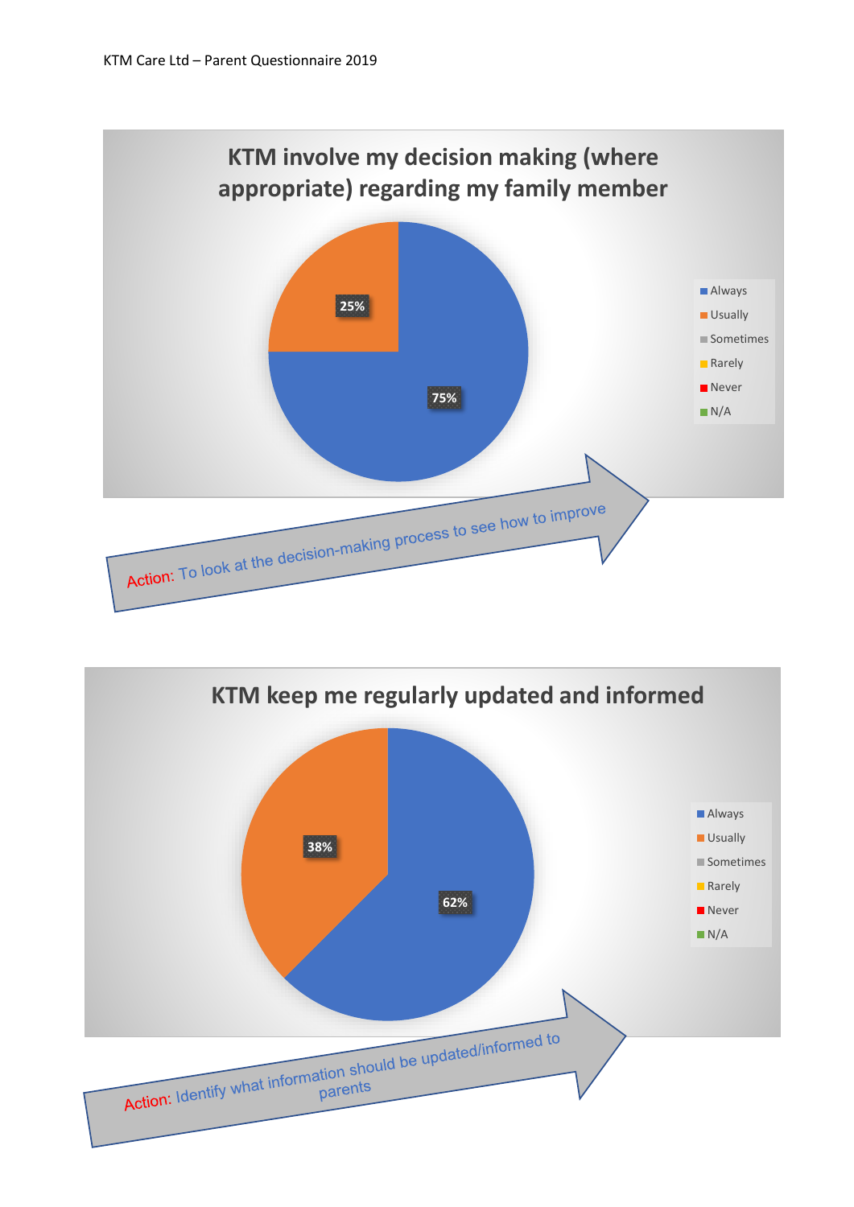## KTM involve my decision making (where appropriate) regarding my family member

| Response | Percentage |
| --- | --- |
| Always | 75% |
| Usually | 25% |
| Sometimes | |
| Rarely | |
| Never | |
| N/A | |

Action: To look at the decision-making process to see how to improve

## KTM keep me regularly updated and informed

| Response | Percentage |
| --- | --- |
| Always | 62% |
| Usually | 38% |
| Sometimes | |
| Rarely | |
| Never | |
| N/A | |

Action: Identify what information should be updated/informed to parents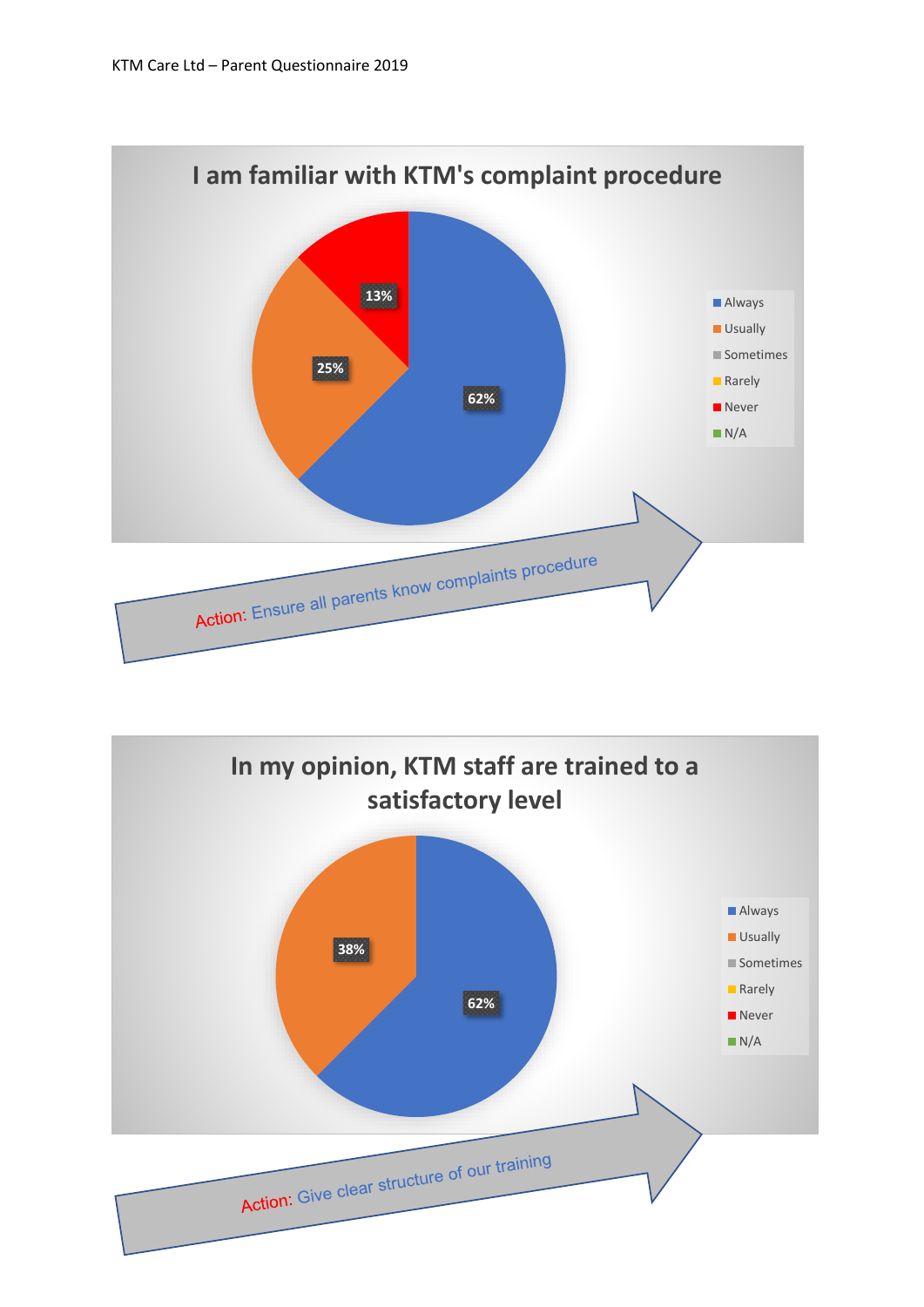## I am familiar with KTM's complaint procedure

| Response | Percentage |
| --- | --- |
| Always | 62% |
| Usually | 25% |
| Sometimes | |
| Rarely | |
| Never | 13% |
| N/A | |

Action: Ensure all parents know complaints procedure

## In my opinion, KTM staff are trained to a satisfactory level

| Response | Percentage |
| --- | --- |
| Always | 62% |
| Usually | 38% |
| Sometimes | |
| Rarely | |
| Never | |
| N/A | |

Action: Give clear structure of our training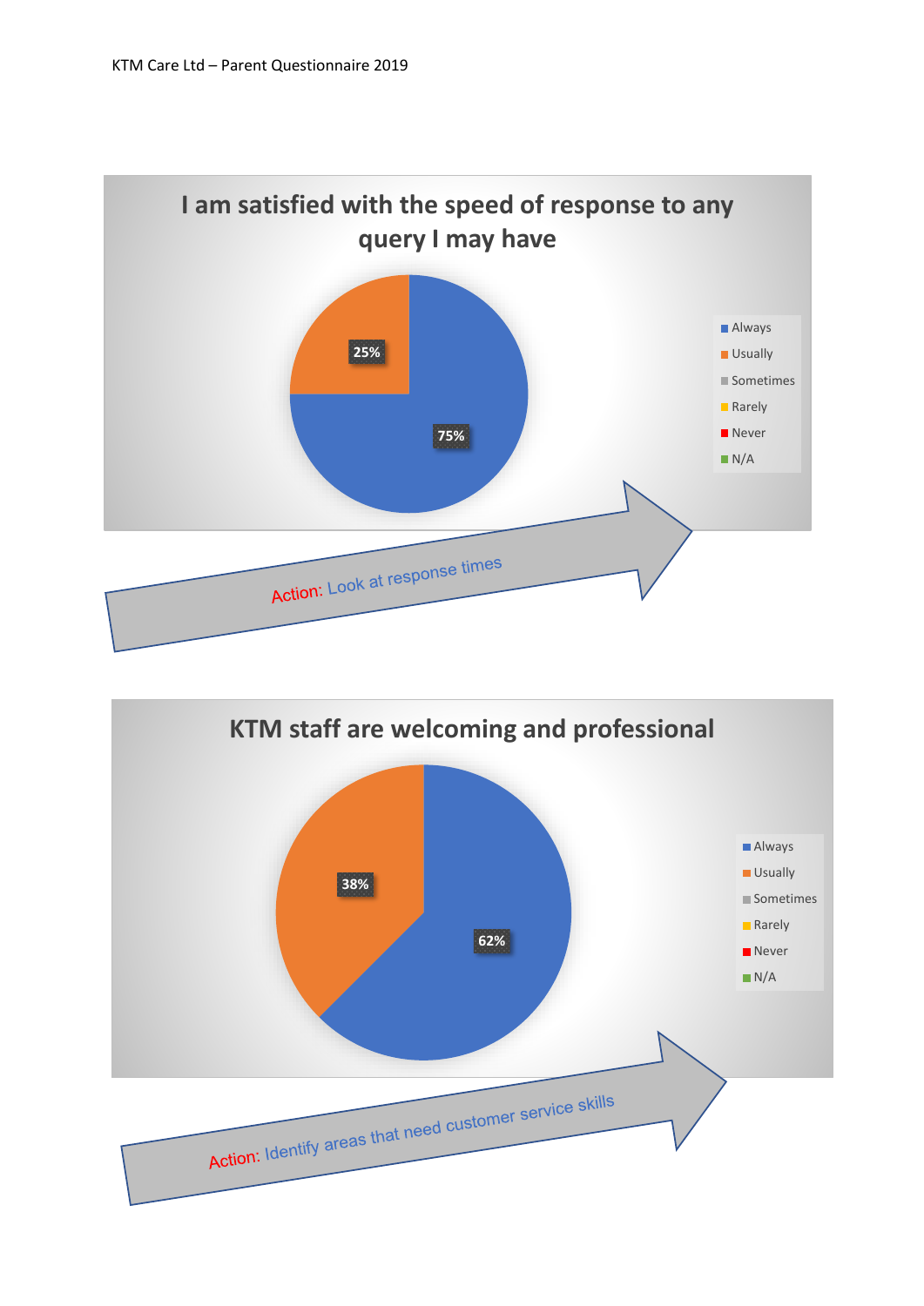## I am satisfied with the speed of response to any query I may have

| Response | Percentage |
|---|---|
| Always | 75% |
| Usually | 25% |
| Sometimes | |
| Rarely | |
| Never | |
| N/A | |

Action: Look at response times

## KTM staff are welcoming and professional

| Response | Percentage |
|---|---|
| Always | 62% |
| Usually | 38% |
| Sometimes | |
| Rarely | |
| Never | |
| N/A | |

Action: Identify areas that need customer service skills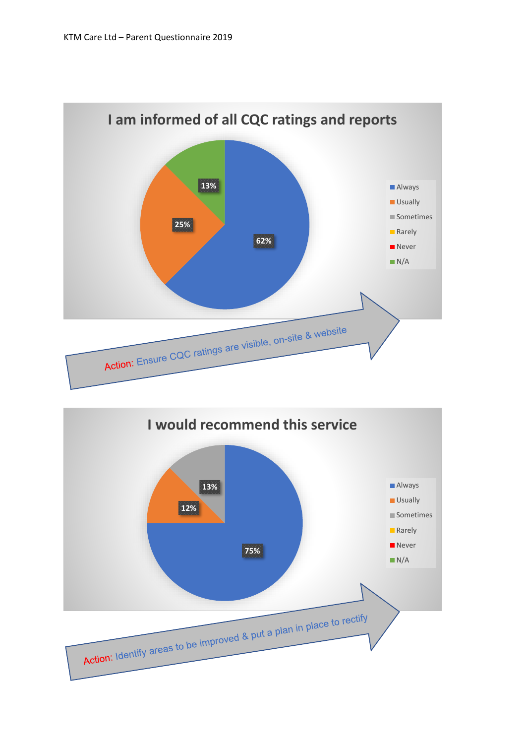KTM Care Ltd – Parent Questionnaire 2019

I am informed of all CQC ratings and reports

13%
25%
62%

Always
Usually
Sometimes
Rarely
Never
N/A

Action: Ensure CQC ratings are visible, on-site & website

I would recommend this service

13%
12%
75%

Always
Usually
Sometimes
Rarely
Never
N/A

Action: Identify areas to be improved & put a plan in place to rectify